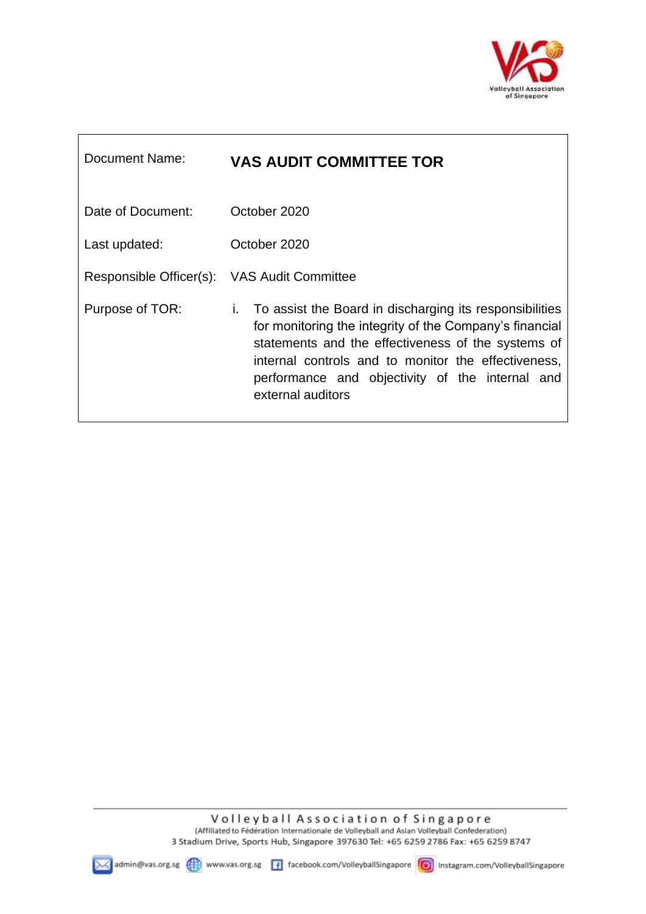| Document Name: | **VAS AUDIT COMMITTEE TOR** |
|---|---|
| Date of Document: | October 2020 |
| Last updated: | October 2020 |
| Responsible Officer(s): | VAS Audit Committee |
| Purpose of TOR: | i. To assist the Board in discharging its responsibilities for monitoring the integrity of the Company's financial statements and the effectiveness of the systems of internal controls and to monitor the effectiveness, performance and objectivity of the internal and external auditors |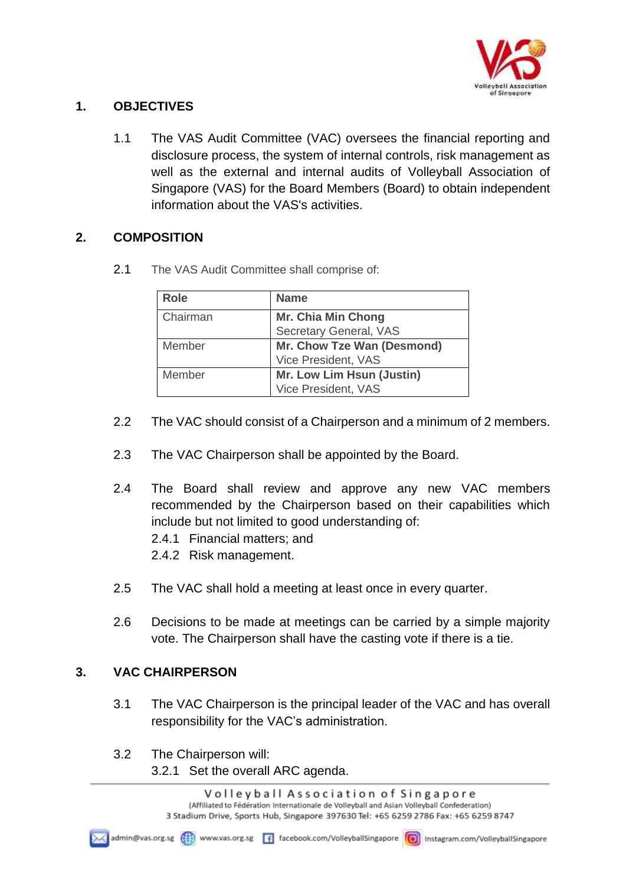## 1. OBJECTIVES

1.1 The VAS Audit Committee (VAC) oversees the financial reporting and disclosure process, the system of internal controls, risk management as well as the external and internal audits of Volleyball Association of Singapore (VAS) for the Board Members (Board) to obtain independent information about the VAS's activities.

## 2. COMPOSITION

2.1 The VAS Audit Committee shall comprise of:

| Role | Name |
|---|---|
| Chairman | **Mr. Chia Min Chong**<br>Secretary General, VAS |
| Member | **Mr. Chow Tze Wan (Desmond)**<br>Vice President, VAS |
| Member | **Mr. Low Lim Hsun (Justin)**<br>Vice President, VAS |

2.2 The VAC should consist of a Chairperson and a minimum of 2 members.

2.3 The VAC Chairperson shall be appointed by the Board.

2.4 The Board shall review and approve any new VAC members recommended by the Chairperson based on their capabilities which include but not limited to good understanding of:

2.4.1 Financial matters; and

2.4.2 Risk management.

2.5 The VAC shall hold a meeting at least once in every quarter.

2.6 Decisions to be made at meetings can be carried by a simple majority vote. The Chairperson shall have the casting vote if there is a tie.

## 3. VAC CHAIRPERSON

3.1 The VAC Chairperson is the principal leader of the VAC and has overall responsibility for the VAC's administration.

3.2 The Chairperson will:

3.2.1 Set the overall ARC agenda.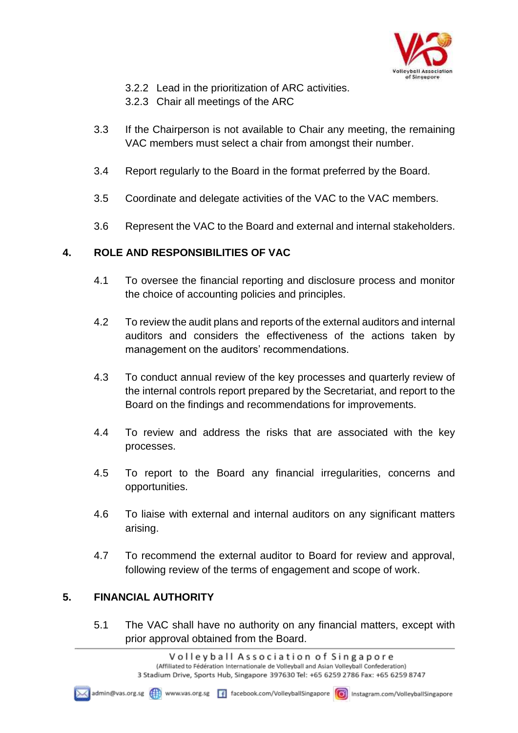3.2.2 Lead in the prioritization of ARC activities.

3.2.3 Chair all meetings of the ARC

3.3 If the Chairperson is not available to Chair any meeting, the remaining VAC members must select a chair from amongst their number.

3.4 Report regularly to the Board in the format preferred by the Board.

3.5 Coordinate and delegate activities of the VAC to the VAC members.

3.6 Represent the VAC to the Board and external and internal stakeholders.

## 4. ROLE AND RESPONSIBILITIES OF VAC

4.1 To oversee the financial reporting and disclosure process and monitor the choice of accounting policies and principles.

4.2 To review the audit plans and reports of the external auditors and internal auditors and considers the effectiveness of the actions taken by management on the auditors' recommendations.

4.3 To conduct annual review of the key processes and quarterly review of the internal controls report prepared by the Secretariat, and report to the Board on the findings and recommendations for improvements.

4.4 To review and address the risks that are associated with the key processes.

4.5 To report to the Board any financial irregularities, concerns and opportunities.

4.6 To liaise with external and internal auditors on any significant matters arising.

4.7 To recommend the external auditor to Board for review and approval, following review of the terms of engagement and scope of work.

## 5. FINANCIAL AUTHORITY

5.1 The VAC shall have no authority on any financial matters, except with prior approval obtained from the Board.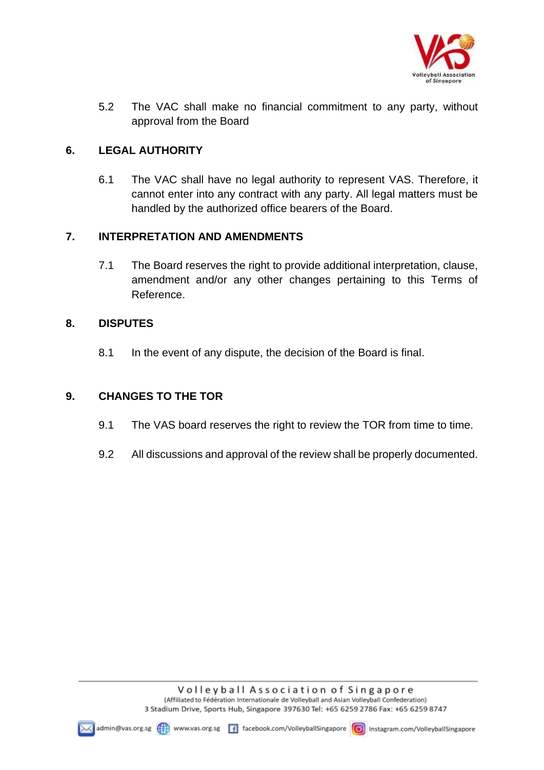5.2 The VAC shall make no financial commitment to any party, without approval from the Board

## 6. LEGAL AUTHORITY

6.1 The VAC shall have no legal authority to represent VAS. Therefore, it cannot enter into any contract with any party. All legal matters must be handled by the authorized office bearers of the Board.

## 7. INTERPRETATION AND AMENDMENTS

7.1 The Board reserves the right to provide additional interpretation, clause, amendment and/or any other changes pertaining to this Terms of Reference.

## 8. DISPUTES

8.1 In the event of any dispute, the decision of the Board is final.

## 9. CHANGES TO THE TOR

9.1 The VAS board reserves the right to review the TOR from time to time.

9.2 All discussions and approval of the review shall be properly documented.